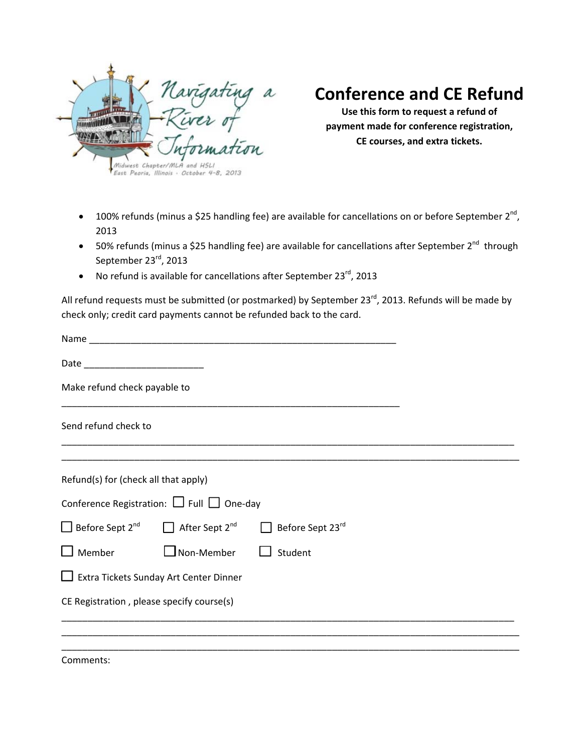Navigating a River of Information

Midwest Chapter/MLA and HSLI
East Peoria, Illinois · October 4-8, 2013

# Conference and CE Refund

**Use this form to request a refund of payment made for conference registration, CE courses, and extra tickets.**

- 100% refunds (minus a $25 handling fee) are available for cancellations on or before September 2nd, 2013
- 50% refunds (minus a $25 handling fee) are available for cancellations after September 2nd through September 23rd, 2013
- No refund is available for cancellations after September 23rd, 2013

All refund requests must be submitted (or postmarked) by September 23rd, 2013. Refunds will be made by check only; credit card payments cannot be refunded back to the card.

Name ____________________________________________________________

Date _______________________

Make refund check payable to

___________________________________________________________________

Send refund check to

_________________________________________________________________________________________

_________________________________________________________________________________________

Refund(s) for (check all that apply)

Conference Registration: ☐ Full ☐ One-day

☐ Before Sept 2nd ☐ After Sept 2nd ☐ Before Sept 23rd

☐ Member ☐ Non-Member ☐ Student

☐ Extra Tickets Sunday Art Center Dinner

CE Registration , please specify course(s)

_________________________________________________________________________________________

_________________________________________________________________________________________

_________________________________________________________________________________________

Comments: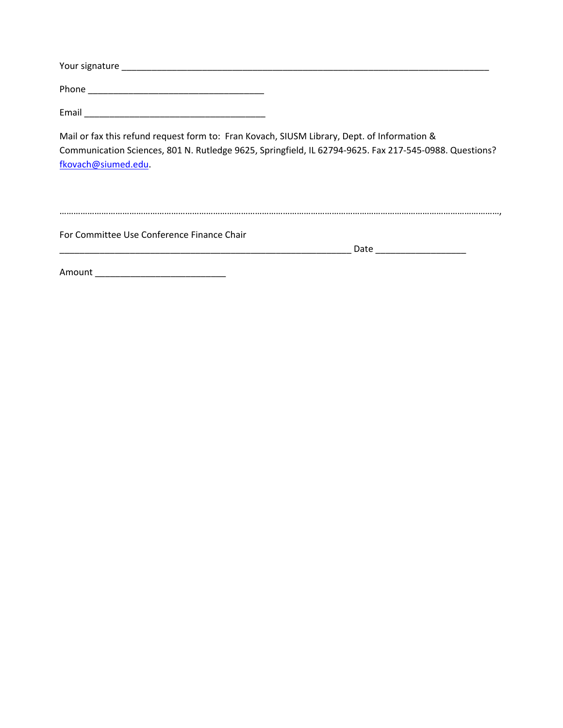Your signature ____________________________________________________________________________

Phone ____________________________________

Email _____________________________________

Mail or fax this refund request form to: Fran Kovach, SIUSM Library, Dept. of Information & Communication Sciences, 801 N. Rutledge 9625, Springfield, IL 62794-9625. Fax 217-545-0988. Questions? fkovach@siumed.edu.

……………………………………………………………………………………………………………………………………………………………,

For Committee Use Conference Finance Chair

_____________________________________________________________ Date ___________________

Amount ___________________________